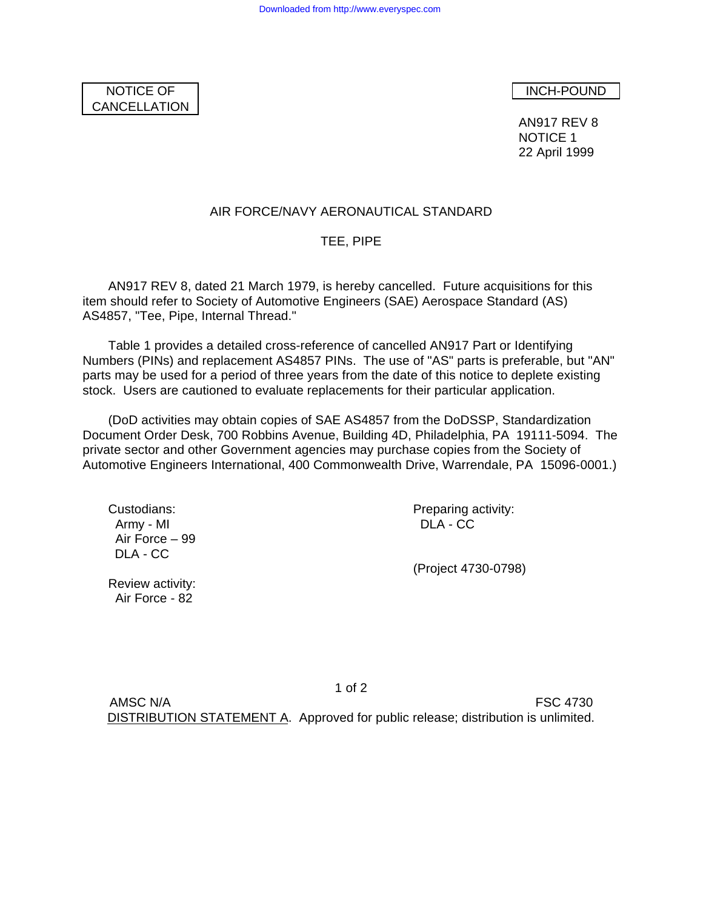NOTICE OF CANCELLATION

INCH-POUND

AN917 REV 8
NOTICE 1
22 April 1999

# AIR FORCE/NAVY AERONAUTICAL STANDARD

## TEE, PIPE

AN917 REV 8, dated 21 March 1979, is hereby cancelled. Future acquisitions for this item should refer to Society of Automotive Engineers (SAE) Aerospace Standard (AS) AS4857, "Tee, Pipe, Internal Thread."

Table 1 provides a detailed cross-reference of cancelled AN917 Part or Identifying Numbers (PINs) and replacement AS4857 PINs. The use of "AS" parts is preferable, but "AN" parts may be used for a period of three years from the date of this notice to deplete existing stock. Users are cautioned to evaluate replacements for their particular application.

(DoD activities may obtain copies of SAE AS4857 from the DoDSSP, Standardization Document Order Desk, 700 Robbins Avenue, Building 4D, Philadelphia, PA 19111-5094. The private sector and other Government agencies may purchase copies from the Society of Automotive Engineers International, 400 Commonwealth Drive, Warrendale, PA 15096-0001.)

Custodians:
Army - MI
Air Force – 99
DLA - CC

Review activity:
Air Force - 82

Preparing activity:
DLA - CC

(Project 4730-0798)

AMSC N/A

FSC 4730

DISTRIBUTION STATEMENT A. Approved for public release; distribution is unlimited.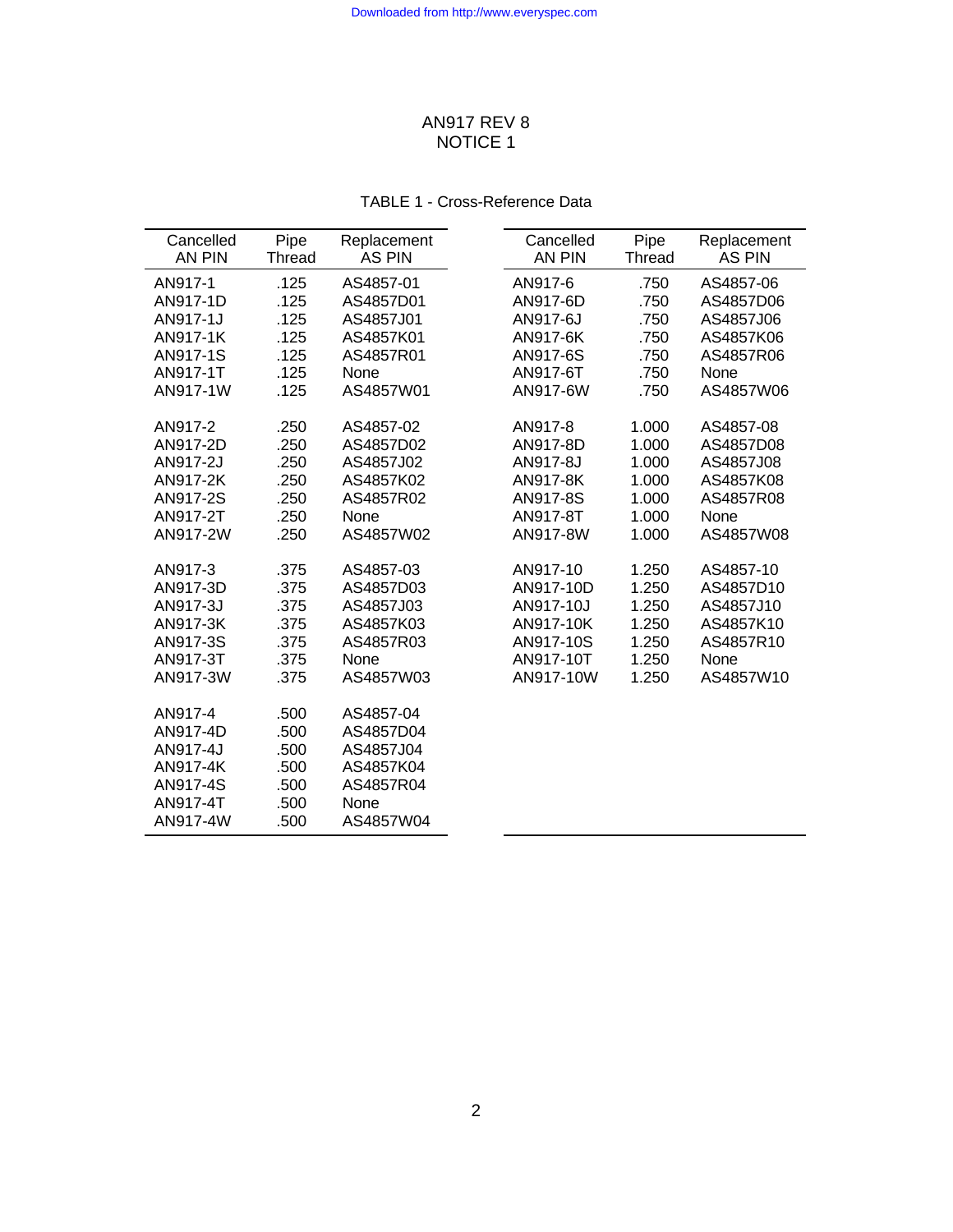AN917 REV 8
NOTICE 1

TABLE 1 - Cross-Reference Data

| Cancelled AN PIN | Pipe Thread | Replacement AS PIN |
|---|---|---|
| AN917-1 | .125 | AS4857-01 |
| AN917-1D | .125 | AS4857D01 |
| AN917-1J | .125 | AS4857J01 |
| AN917-1K | .125 | AS4857K01 |
| AN917-1S | .125 | AS4857R01 |
| AN917-1T | .125 | None |
| AN917-1W | .125 | AS4857W01 |
| AN917-2 | .250 | AS4857-02 |
| AN917-2D | .250 | AS4857D02 |
| AN917-2J | .250 | AS4857J02 |
| AN917-2K | .250 | AS4857K02 |
| AN917-2S | .250 | AS4857R02 |
| AN917-2T | .250 | None |
| AN917-2W | .250 | AS4857W02 |
| AN917-3 | .375 | AS4857-03 |
| AN917-3D | .375 | AS4857D03 |
| AN917-3J | .375 | AS4857J03 |
| AN917-3K | .375 | AS4857K03 |
| AN917-3S | .375 | AS4857R03 |
| AN917-3T | .375 | None |
| AN917-3W | .375 | AS4857W03 |
| AN917-4 | .500 | AS4857-04 |
| AN917-4D | .500 | AS4857D04 |
| AN917-4J | .500 | AS4857J04 |
| AN917-4K | .500 | AS4857K04 |
| AN917-4S | .500 | AS4857R04 |
| AN917-4T | .500 | None |
| AN917-4W | .500 | AS4857W04 |
| AN917-6 | .750 | AS4857-06 |
| AN917-6D | .750 | AS4857D06 |
| AN917-6J | .750 | AS4857J06 |
| AN917-6K | .750 | AS4857K06 |
| AN917-6S | .750 | AS4857R06 |
| AN917-6T | .750 | None |
| AN917-6W | .750 | AS4857W06 |
| AN917-8 | 1.000 | AS4857-08 |
| AN917-8D | 1.000 | AS4857D08 |
| AN917-8J | 1.000 | AS4857J08 |
| AN917-8K | 1.000 | AS4857K08 |
| AN917-8S | 1.000 | AS4857R08 |
| AN917-8T | 1.000 | None |
| AN917-8W | 1.000 | AS4857W08 |
| AN917-10 | 1.250 | AS4857-10 |
| AN917-10D | 1.250 | AS4857D10 |
| AN917-10J | 1.250 | AS4857J10 |
| AN917-10K | 1.250 | AS4857K10 |
| AN917-10S | 1.250 | AS4857R10 |
| AN917-10T | 1.250 | None |
| AN917-10W | 1.250 | AS4857W10 |